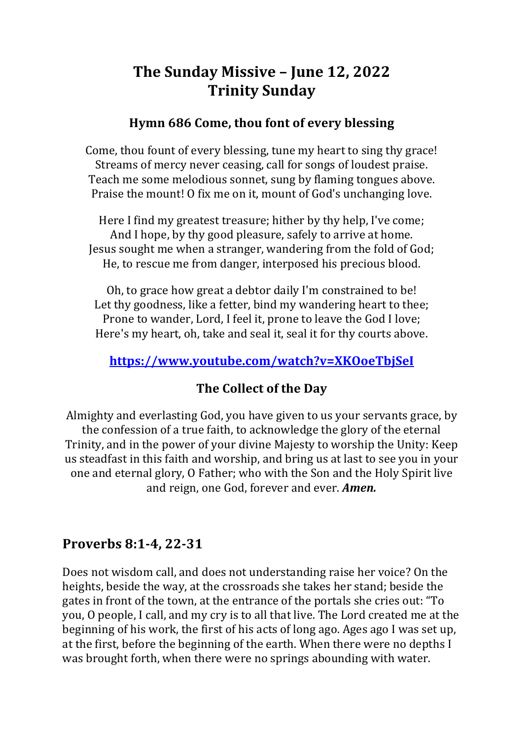# The Sunday Missive – June 12, 2022
# Trinity Sunday

### Hymn 686 Come, thou font of every blessing

Come, thou fount of every blessing, tune my heart to sing thy grace!
Streams of mercy never ceasing, call for songs of loudest praise.
Teach me some melodious sonnet, sung by flaming tongues above.
Praise the mount! O fix me on it, mount of God's unchanging love.

Here I find my greatest treasure; hither by thy help, I've come;
And I hope, by thy good pleasure, safely to arrive at home.
Jesus sought me when a stranger, wandering from the fold of God;
He, to rescue me from danger, interposed his precious blood.

Oh, to grace how great a debtor daily I'm constrained to be!
Let thy goodness, like a fetter, bind my wandering heart to thee;
Prone to wander, Lord, I feel it, prone to leave the God I love;
Here's my heart, oh, take and seal it, seal it for thy courts above.

**https://www.youtube.com/watch?v=XKOoeTbjSeI**

### The Collect of the Day

Almighty and everlasting God, you have given to us your servants grace, by the confession of a true faith, to acknowledge the glory of the eternal Trinity, and in the power of your divine Majesty to worship the Unity: Keep us steadfast in this faith and worship, and bring us at last to see you in your one and eternal glory, O Father; who with the Son and the Holy Spirit live and reign, one God, forever and ever. ***Amen.***

## Proverbs 8:1-4, 22-31

Does not wisdom call, and does not understanding raise her voice? On the heights, beside the way, at the crossroads she takes her stand; beside the gates in front of the town, at the entrance of the portals she cries out: "To you, O people, I call, and my cry is to all that live. The Lord created me at the beginning of his work, the first of his acts of long ago. Ages ago I was set up, at the first, before the beginning of the earth. When there were no depths I was brought forth, when there were no springs abounding with water.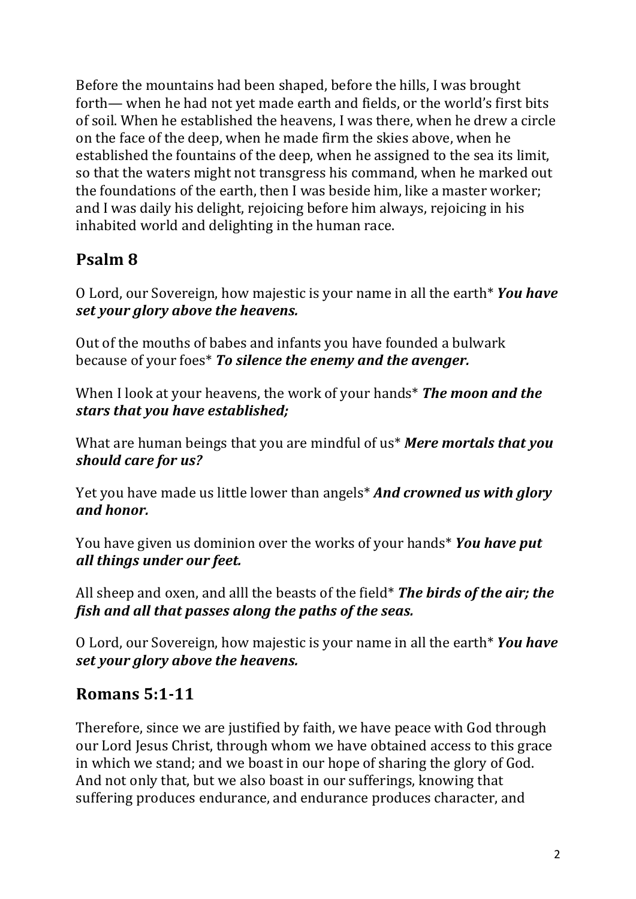Before the mountains had been shaped, before the hills, I was brought forth— when he had not yet made earth and fields, or the world's first bits of soil. When he established the heavens, I was there, when he drew a circle on the face of the deep, when he made firm the skies above, when he established the fountains of the deep, when he assigned to the sea its limit, so that the waters might not transgress his command, when he marked out the foundations of the earth, then I was beside him, like a master worker; and I was daily his delight, rejoicing before him always, rejoicing in his inhabited world and delighting in the human race.

## Psalm 8

O Lord, our Sovereign, how majestic is your name in all the earth* ***You have set your glory above the heavens.***

Out of the mouths of babes and infants you have founded a bulwark because of your foes* ***To silence the enemy and the avenger.***

When I look at your heavens, the work of your hands* ***The moon and the stars that you have established;***

What are human beings that you are mindful of us* ***Mere mortals that you should care for us?***

Yet you have made us little lower than angels* ***And crowned us with glory and honor.***

You have given us dominion over the works of your hands* ***You have put all things under our feet.***

All sheep and oxen, and alll the beasts of the field* ***The birds of the air; the fish and all that passes along the paths of the seas.***

O Lord, our Sovereign, how majestic is your name in all the earth* ***You have set your glory above the heavens.***

## Romans 5:1-11

Therefore, since we are justified by faith, we have peace with God through our Lord Jesus Christ, through whom we have obtained access to this grace in which we stand; and we boast in our hope of sharing the glory of God. And not only that, but we also boast in our sufferings, knowing that suffering produces endurance, and endurance produces character, and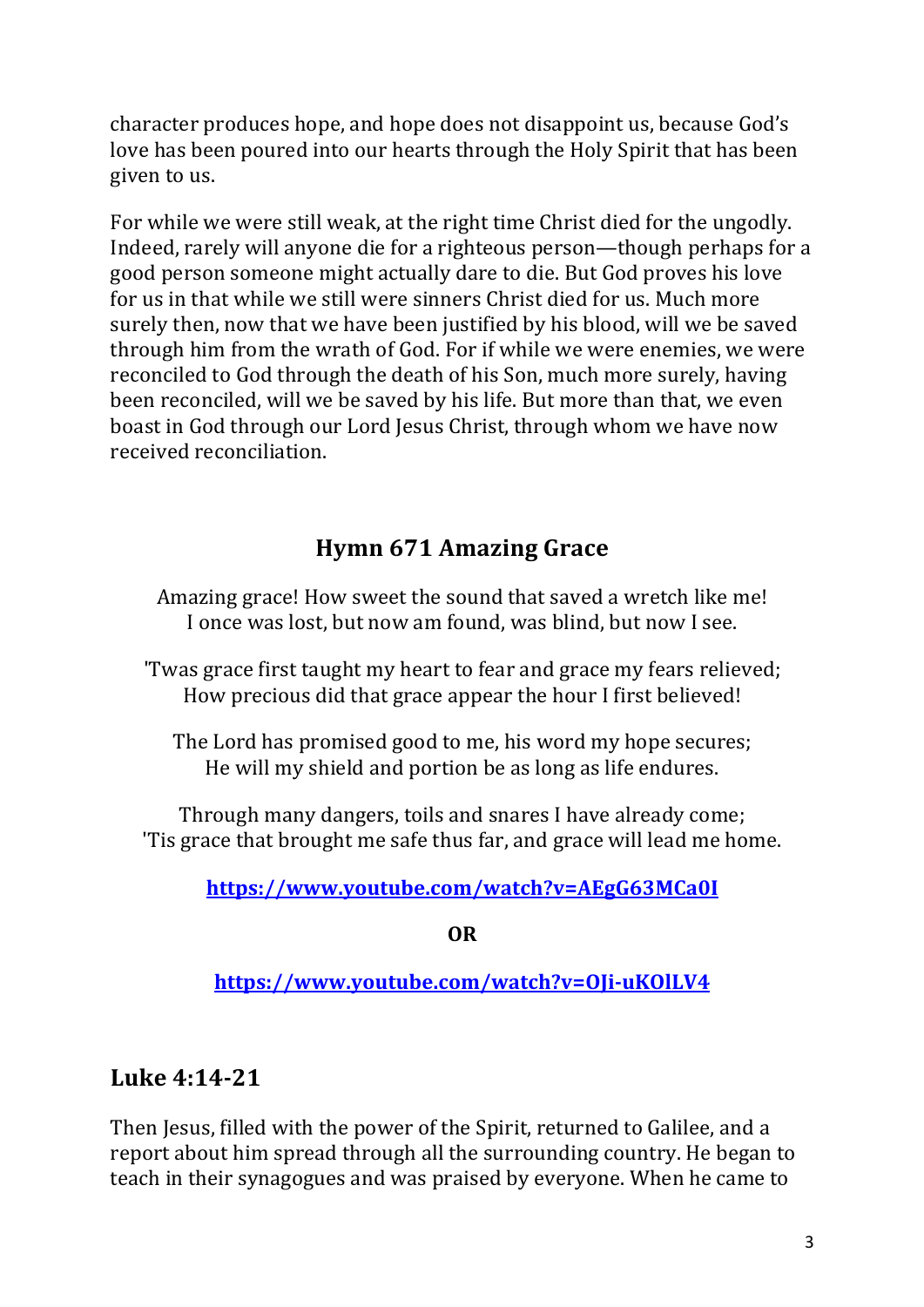character produces hope, and hope does not disappoint us, because God's love has been poured into our hearts through the Holy Spirit that has been given to us.

For while we were still weak, at the right time Christ died for the ungodly. Indeed, rarely will anyone die for a righteous person—though perhaps for a good person someone might actually dare to die. But God proves his love for us in that while we still were sinners Christ died for us. Much more surely then, now that we have been justified by his blood, will we be saved through him from the wrath of God. For if while we were enemies, we were reconciled to God through the death of his Son, much more surely, having been reconciled, will we be saved by his life. But more than that, we even boast in God through our Lord Jesus Christ, through whom we have now received reconciliation.

## Hymn 671 Amazing Grace

Amazing grace! How sweet the sound that saved a wretch like me!
I once was lost, but now am found, was blind, but now I see.

'Twas grace first taught my heart to fear and grace my fears relieved;
How precious did that grace appear the hour I first believed!

The Lord has promised good to me, his word my hope secures;
He will my shield and portion be as long as life endures.

Through many dangers, toils and snares I have already come;
'Tis grace that brought me safe thus far, and grace will lead me home.

**https://www.youtube.com/watch?v=AEgG63MCa0I**

**OR**

**https://www.youtube.com/watch?v=OJi-uKOlLV4**

## Luke 4:14-21

Then Jesus, filled with the power of the Spirit, returned to Galilee, and a report about him spread through all the surrounding country. He began to teach in their synagogues and was praised by everyone. When he came to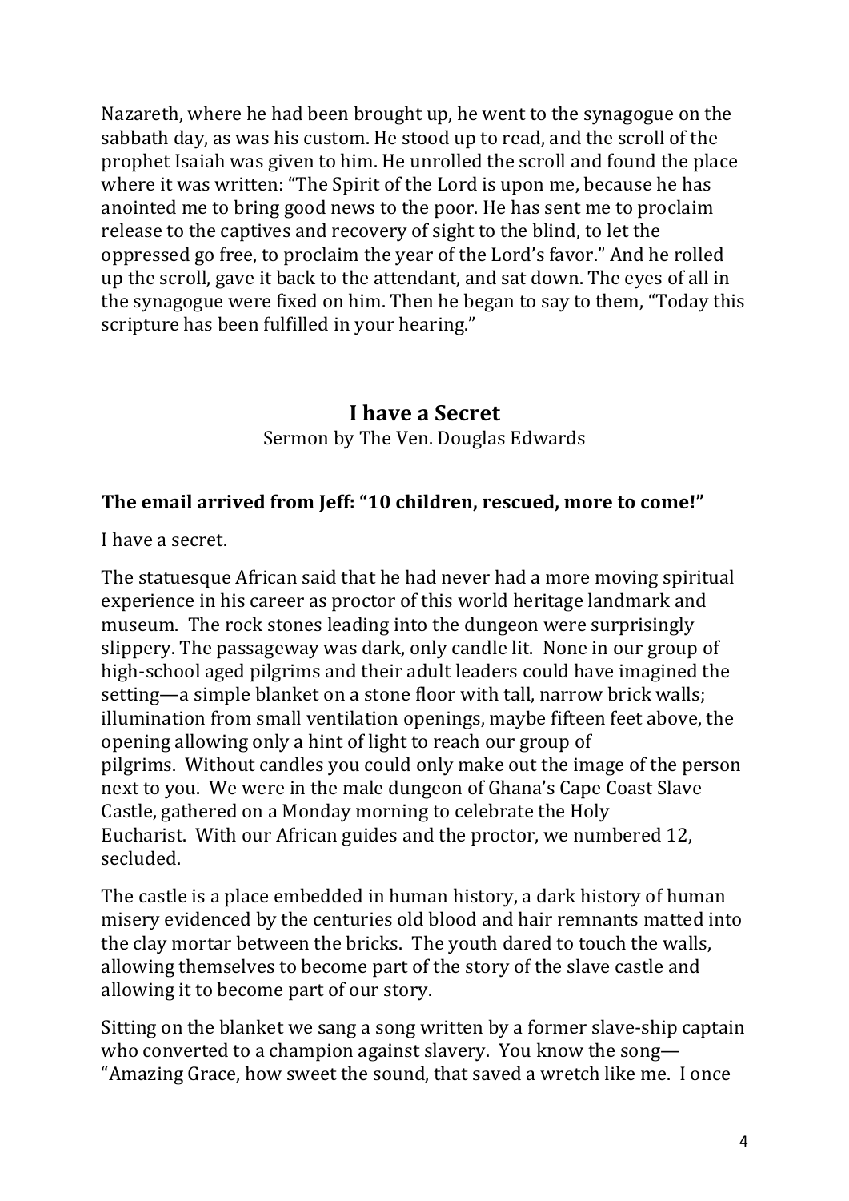Nazareth, where he had been brought up, he went to the synagogue on the sabbath day, as was his custom. He stood up to read, and the scroll of the prophet Isaiah was given to him. He unrolled the scroll and found the place where it was written: "The Spirit of the Lord is upon me, because he has anointed me to bring good news to the poor. He has sent me to proclaim release to the captives and recovery of sight to the blind, to let the oppressed go free, to proclaim the year of the Lord's favor." And he rolled up the scroll, gave it back to the attendant, and sat down. The eyes of all in the synagogue were fixed on him. Then he began to say to them, "Today this scripture has been fulfilled in your hearing."

## I have a Secret

Sermon by The Ven. Douglas Edwards

**The email arrived from Jeff: "10 children, rescued, more to come!"**

I have a secret.

The statuesque African said that he had never had a more moving spiritual experience in his career as proctor of this world heritage landmark and museum. The rock stones leading into the dungeon were surprisingly slippery. The passageway was dark, only candle lit. None in our group of high-school aged pilgrims and their adult leaders could have imagined the setting—a simple blanket on a stone floor with tall, narrow brick walls; illumination from small ventilation openings, maybe fifteen feet above, the opening allowing only a hint of light to reach our group of pilgrims. Without candles you could only make out the image of the person next to you. We were in the male dungeon of Ghana's Cape Coast Slave Castle, gathered on a Monday morning to celebrate the Holy Eucharist. With our African guides and the proctor, we numbered 12, secluded.

The castle is a place embedded in human history, a dark history of human misery evidenced by the centuries old blood and hair remnants matted into the clay mortar between the bricks. The youth dared to touch the walls, allowing themselves to become part of the story of the slave castle and allowing it to become part of our story.

Sitting on the blanket we sang a song written by a former slave-ship captain who converted to a champion against slavery. You know the song—"Amazing Grace, how sweet the sound, that saved a wretch like me. I once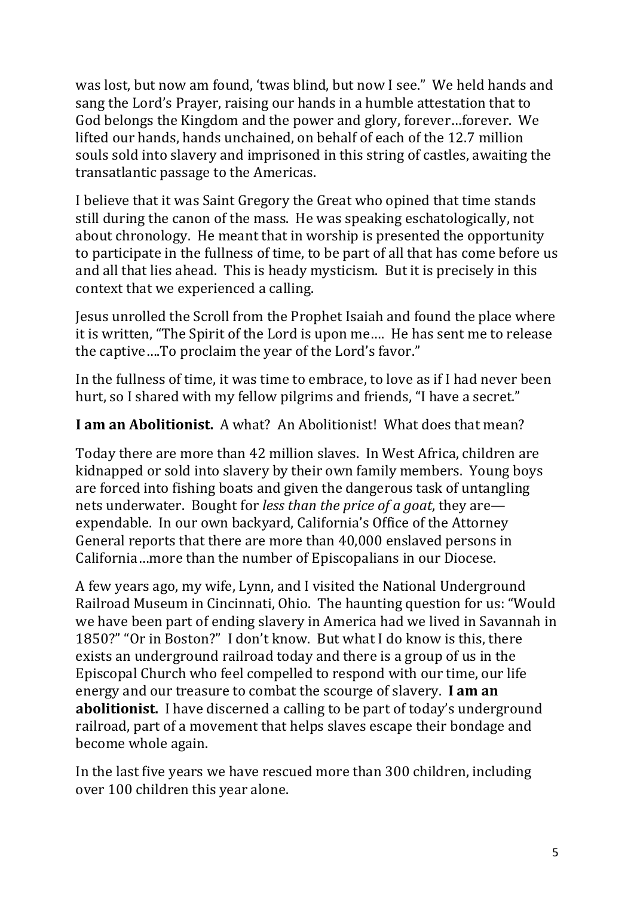was lost, but now am found, 'twas blind, but now I see." We held hands and sang the Lord's Prayer, raising our hands in a humble attestation that to God belongs the Kingdom and the power and glory, forever…forever. We lifted our hands, hands unchained, on behalf of each of the 12.7 million souls sold into slavery and imprisoned in this string of castles, awaiting the transatlantic passage to the Americas.

I believe that it was Saint Gregory the Great who opined that time stands still during the canon of the mass. He was speaking eschatologically, not about chronology. He meant that in worship is presented the opportunity to participate in the fullness of time, to be part of all that has come before us and all that lies ahead. This is heady mysticism. But it is precisely in this context that we experienced a calling.

Jesus unrolled the Scroll from the Prophet Isaiah and found the place where it is written, "The Spirit of the Lord is upon me…. He has sent me to release the captive….To proclaim the year of the Lord's favor."

In the fullness of time, it was time to embrace, to love as if I had never been hurt, so I shared with my fellow pilgrims and friends, "I have a secret."

**I am an Abolitionist.** A what? An Abolitionist! What does that mean?

Today there are more than 42 million slaves. In West Africa, children are kidnapped or sold into slavery by their own family members. Young boys are forced into fishing boats and given the dangerous task of untangling nets underwater. Bought for *less than the price of a goat*, they are—expendable. In our own backyard, California's Office of the Attorney General reports that there are more than 40,000 enslaved persons in California…more than the number of Episcopalians in our Diocese.

A few years ago, my wife, Lynn, and I visited the National Underground Railroad Museum in Cincinnati, Ohio. The haunting question for us: "Would we have been part of ending slavery in America had we lived in Savannah in 1850?" "Or in Boston?" I don't know. But what I do know is this, there exists an underground railroad today and there is a group of us in the Episcopal Church who feel compelled to respond with our time, our life energy and our treasure to combat the scourge of slavery. **I am an abolitionist.** I have discerned a calling to be part of today's underground railroad, part of a movement that helps slaves escape their bondage and become whole again.

In the last five years we have rescued more than 300 children, including over 100 children this year alone.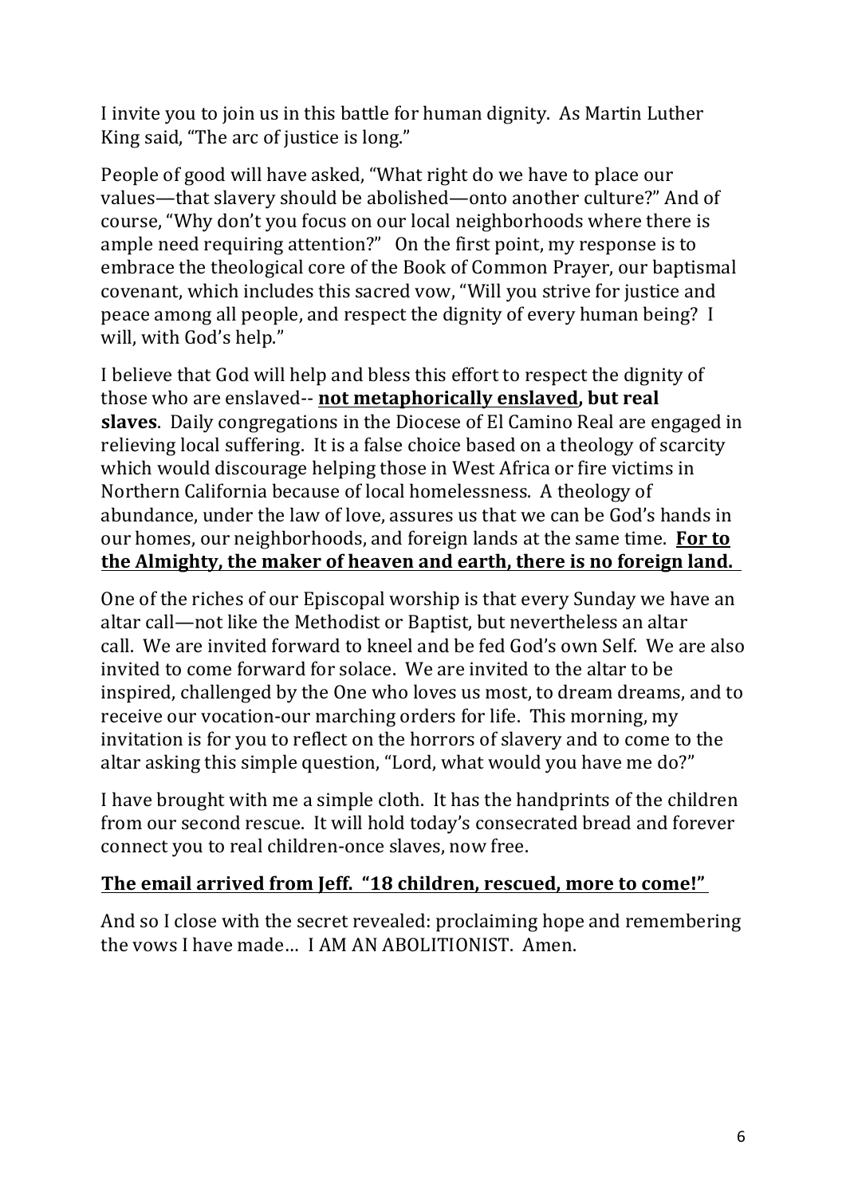I invite you to join us in this battle for human dignity. As Martin Luther King said, "The arc of justice is long."

People of good will have asked, "What right do we have to place our values—that slavery should be abolished—onto another culture?" And of course, "Why don't you focus on our local neighborhoods where there is ample need requiring attention?" On the first point, my response is to embrace the theological core of the Book of Common Prayer, our baptismal covenant, which includes this sacred vow, "Will you strive for justice and peace among all people, and respect the dignity of every human being? I will, with God's help."

I believe that God will help and bless this effort to respect the dignity of those who are enslaved-- **<u>not metaphorically enslaved</u>, but real slaves**. Daily congregations in the Diocese of El Camino Real are engaged in relieving local suffering. It is a false choice based on a theology of scarcity which would discourage helping those in West Africa or fire victims in Northern California because of local homelessness. A theology of abundance, under the law of love, assures us that we can be God's hands in our homes, our neighborhoods, and foreign lands at the same time. **<u>For to the Almighty, the maker of heaven and earth, there is no foreign land.</u>**

One of the riches of our Episcopal worship is that every Sunday we have an altar call—not like the Methodist or Baptist, but nevertheless an altar call. We are invited forward to kneel and be fed God's own Self. We are also invited to come forward for solace. We are invited to the altar to be inspired, challenged by the One who loves us most, to dream dreams, and to receive our vocation-our marching orders for life. This morning, my invitation is for you to reflect on the horrors of slavery and to come to the altar asking this simple question, "Lord, what would you have me do?"

I have brought with me a simple cloth. It has the handprints of the children from our second rescue. It will hold today's consecrated bread and forever connect you to real children-once slaves, now free.

**<u>The email arrived from Jeff. "18 children, rescued, more to come!"</u>**

And so I close with the secret revealed: proclaiming hope and remembering the vows I have made… I AM AN ABOLITIONIST. Amen.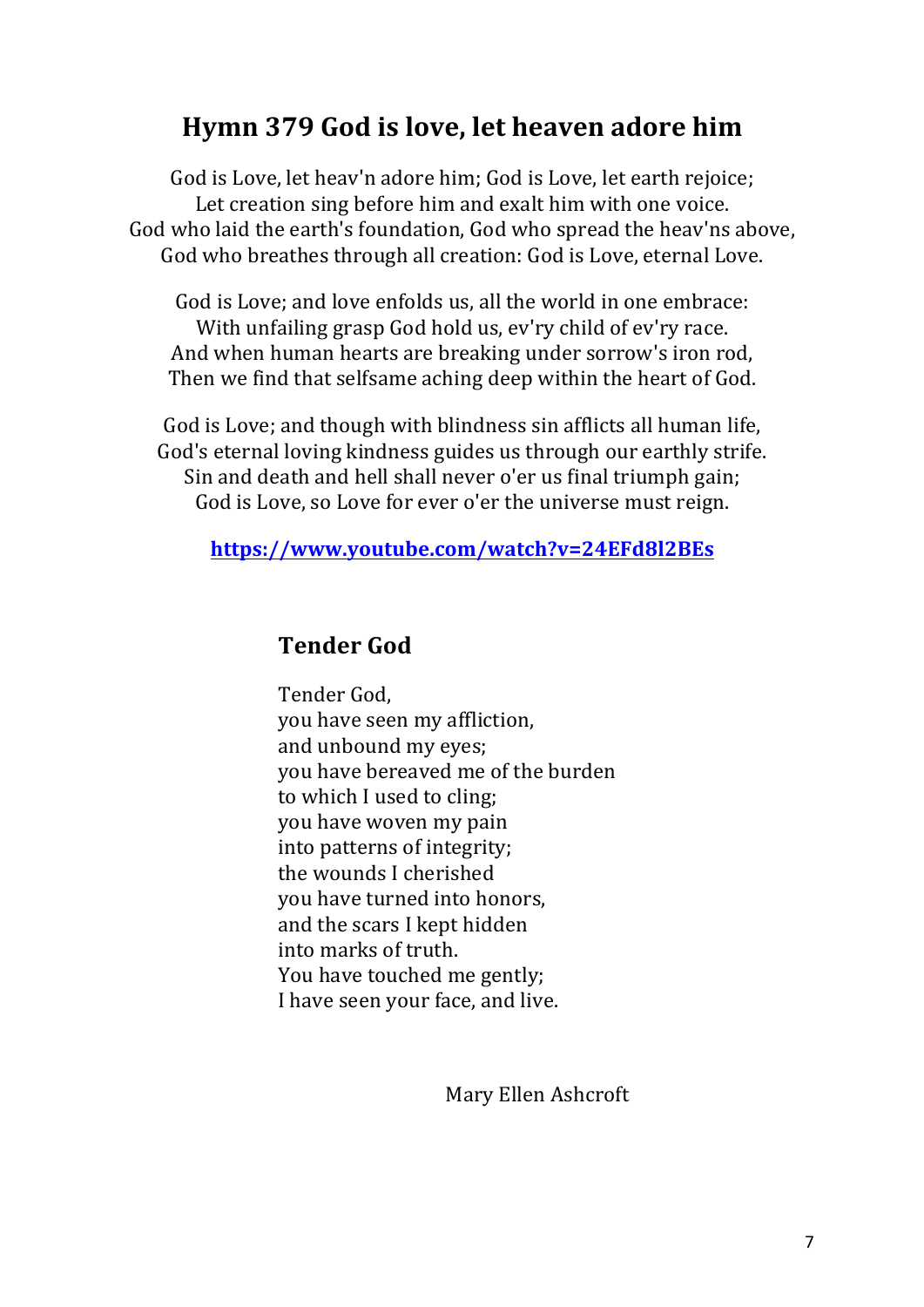## Hymn 379 God is love, let heaven adore him

God is Love, let heav'n adore him; God is Love, let earth rejoice;  
Let creation sing before him and exalt him with one voice.  
God who laid the earth's foundation, God who spread the heav'ns above,  
God who breathes through all creation: God is Love, eternal Love.

God is Love; and love enfolds us, all the world in one embrace:  
With unfailing grasp God hold us, ev'ry child of ev'ry race.  
And when human hearts are breaking under sorrow's iron rod,  
Then we find that selfsame aching deep within the heart of God.

God is Love; and though with blindness sin afflicts all human life,  
God's eternal loving kindness guides us through our earthly strife.  
Sin and death and hell shall never o'er us final triumph gain;  
God is Love, so Love for ever o'er the universe must reign.

**https://www.youtube.com/watch?v=24EFd8l2BEs**

### Tender God

Tender God,  
you have seen my affliction,  
and unbound my eyes;  
you have bereaved me of the burden  
to which I used to cling;  
you have woven my pain  
into patterns of integrity;  
the wounds I cherished  
you have turned into honors,  
and the scars I kept hidden  
into marks of truth.  
You have touched me gently;  
I have seen your face, and live.

Mary Ellen Ashcroft